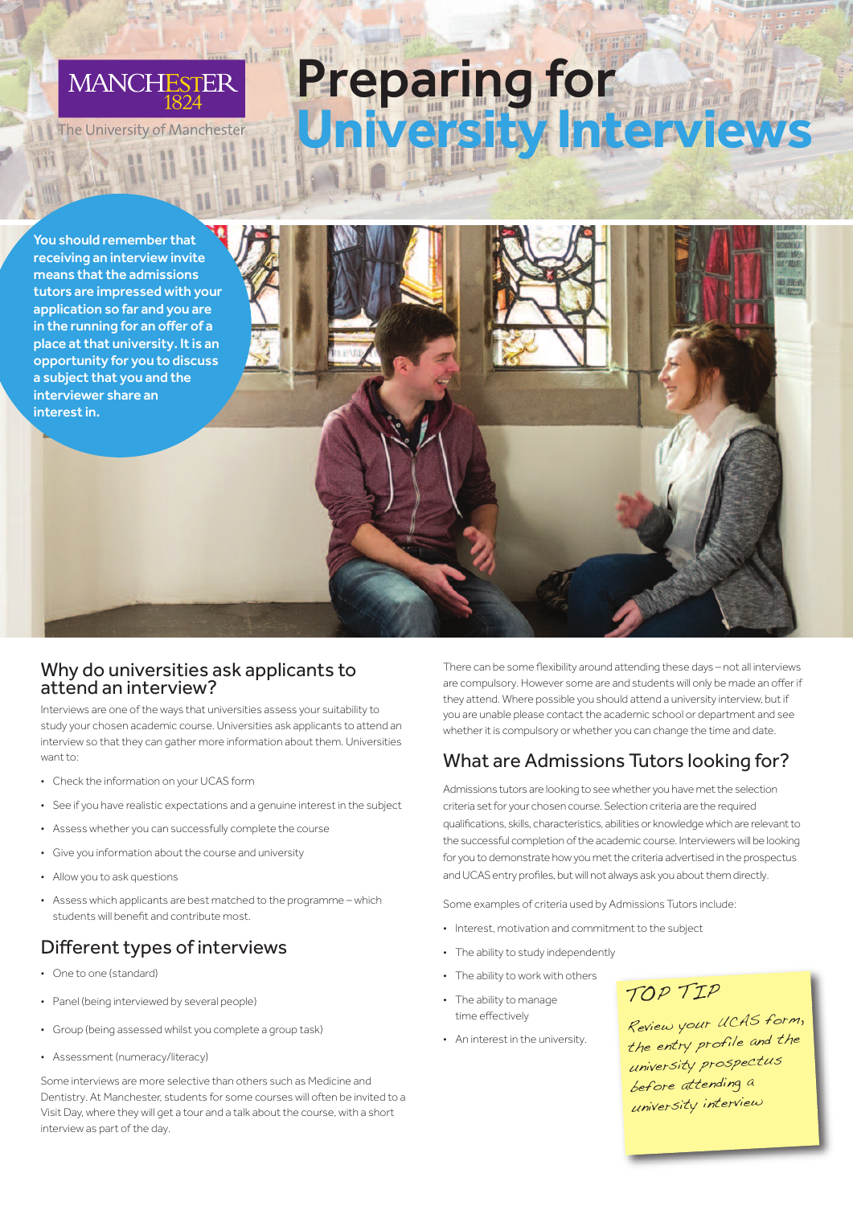MANCHESTER
1824
The University of Manchester

# Preparing for University Interviews

**You should remember that receiving an interview invite means that the admissions tutors are impressed with your application so far and you are in the running for an offer of a place at that university. It is an opportunity for you to discuss a subject that you and the interviewer share an interest in.**

## Why do universities ask applicants to attend an interview?

Interviews are one of the ways that universities assess your suitability to study your chosen academic course. Universities ask applicants to attend an interview so that they can gather more information about them. Universities want to:

- Check the information on your UCAS form
- See if you have realistic expectations and a genuine interest in the subject
- Assess whether you can successfully complete the course
- Give you information about the course and university
- Allow you to ask questions
- Assess which applicants are best matched to the programme – which students will benefit and contribute most.

## Different types of interviews

- One to one (standard)
- Panel (being interviewed by several people)
- Group (being assessed whilst you complete a group task)
- Assessment (numeracy/literacy)

Some interviews are more selective than others such as Medicine and Dentistry. At Manchester, students for some courses will often be invited to a Visit Day, where they will get a tour and a talk about the course, with a short interview as part of the day.

There can be some flexibility around attending these days – not all interviews are compulsory. However some are and students will only be made an offer if they attend. Where possible you should attend a university interview, but if you are unable please contact the academic school or department and see whether it is compulsory or whether you can change the time and date.

## What are Admissions Tutors looking for?

Admissions tutors are looking to see whether you have met the selection criteria set for your chosen course. Selection criteria are the required qualifications, skills, characteristics, abilities or knowledge which are relevant to the successful completion of the academic course. Interviewers will be looking for you to demonstrate how you met the criteria advertised in the prospectus and UCAS entry profiles, but will not always ask you about them directly.

Some examples of criteria used by Admissions Tutors include:

- Interest, motivation and commitment to the subject
- The ability to study independently
- The ability to work with others
- The ability to manage time effectively
- An interest in the university.

**TOP TIP**

Review your UCAS form, the entry profile and the university prospectus before attending a university interview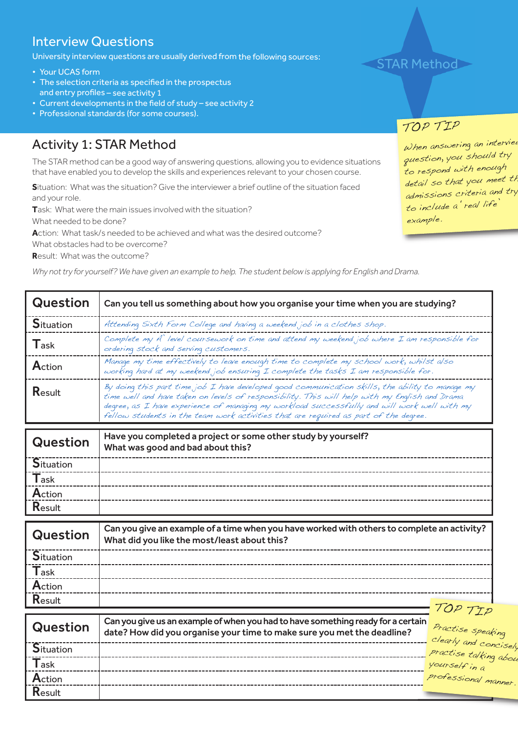## Interview Questions

University interview questions are usually derived from the following sources:

- Your UCAS form
- The selection criteria as specified in the prospectus and entry profiles – see activity 1
- Current developments in the field of study – see activity 2
- Professional standards (for some courses).

STAR Method

**TOP TIP**

When answering an interview question, you should try to respond with enough detail so that you meet the admissions criteria and try to include a 'real life' example.

## Activity 1: STAR Method

The STAR method can be a good way of answering questions, allowing you to evidence situations that have enabled you to develop the skills and experiences relevant to your chosen course.

**S**ituation: What was the situation? Give the interviewer a brief outline of the situation faced and your role.
**T**ask: What were the main issues involved with the situation?
What needed to be done?
**A**ction: What task/s needed to be achieved and what was the desired outcome?
What obstacles had to be overcome?
**R**esult: What was the outcome?

*Why not try for yourself? We have given an example to help. The student below is applying for English and Drama.*

| Question | Can you tell us something about how you organise your time when you are studying? |
|---|---|
| Situation | *Attending Sixth Form College and having a weekend job in a clothes shop.* |
| Task | *Complete my 'A' level coursework on time and attend my weekend job where I am responsible for ordering stock and serving customers.* |
| Action | *Manage my time effectively to leave enough time to complete my school work, whilst also working hard at my weekend job ensuring I complete the tasks I am responsible for.* |
| Result | *By doing this part time job I have developed good communication skills, the ability to manage my time well and have taken on levels of responsibility. This will help with my English and Drama degree, as I have experience of managing my workload successfully and will work well with my fellow students in the team work activities that are required as part of the degree.* |

| Question | Have you completed a project or some other study by yourself? What was good and bad about this? |
|---|---|
| Situation | |
| Task | |
| Action | |
| Result | |

| Question | Can you give an example of a time when you have worked with others to complete an activity? What did you like the most/least about this? |
|---|---|
| Situation | |
| Task | |
| Action | |
| Result | |

| Question | Can you give us an example of when you had to have something ready for a certain date? How did you organise your time to make sure you met the deadline? |
|---|---|
| Situation | |
| Task | |
| Action | |
| Result | |

**TOP TIP**

Practise speaking clearly and concisely, practise talking about yourself in a professional manner.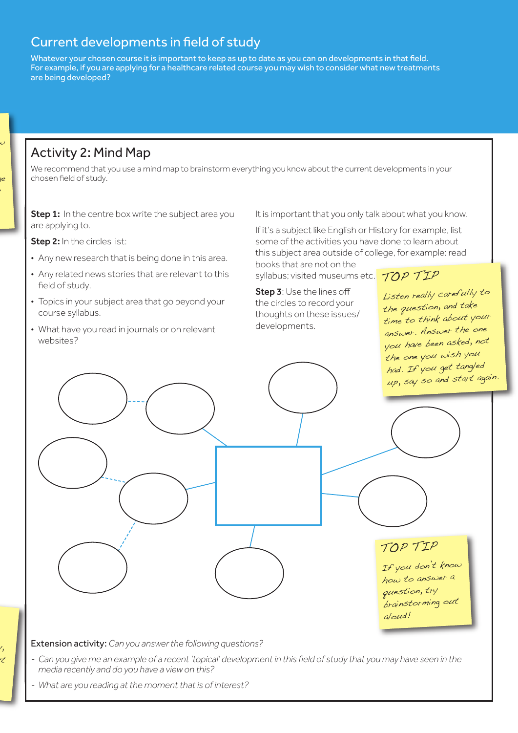## Current developments in field of study

Whatever your chosen course it is important to keep as up to date as you can on developments in that field. For example, if you are applying for a healthcare related course you may wish to consider what new treatments are being developed?

### Activity 2: Mind Map

We recommend that you use a mind map to brainstorm everything you know about the current developments in your chosen field of study.

**Step 1:** In the centre box write the subject area you are applying to.

**Step 2:** In the circles list:

- Any new research that is being done in this area.
- Any related news stories that are relevant to this field of study.
- Topics in your subject area that go beyond your course syllabus.
- What have you read in journals or on relevant websites?

It is important that you only talk about what you know.

If it's a subject like English or History for example, list some of the activities you have done to learn about this subject area outside of college, for example: read books that are not on the syllabus; visited museums etc.

**Step 3**: Use the lines off the circles to record your thoughts on these issues/ developments.

**TOP TIP**

Listen really carefully to the question, and take time to think about your answer. Answer the one you have been asked, not the one you wish you had. If you get tangled up, say so and start again.

**TOP TIP**

If you don't know how to answer a question, try brainstorming out aloud!

**Extension activity:** *Can you answer the following questions?*

- *Can you give me an example of a recent 'topical' development in this field of study that you may have seen in the media recently and do you have a view on this?*
- *What are you reading at the moment that is of interest?*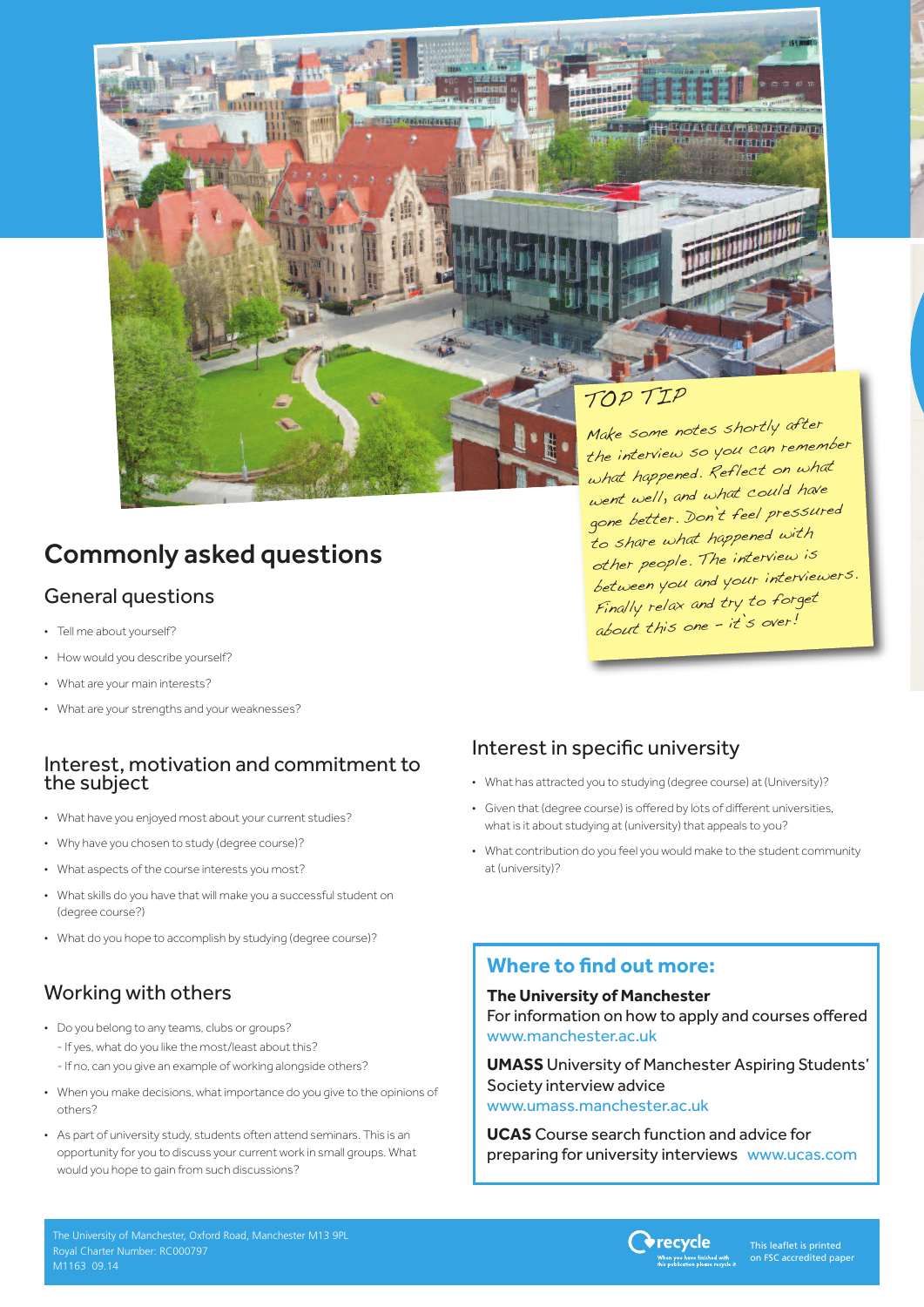## TOP TIP

Make some notes shortly after the interview so you can remember what happened. Reflect on what went well, and what could have gone better. Don't feel pressured to share what happened with other people. The interview is between you and your interviewers. Finally relax and try to forget about this one – it's over!

# Commonly asked questions

## General questions

- Tell me about yourself?
- How would you describe yourself?
- What are your main interests?
- What are your strengths and your weaknesses?

## Interest, motivation and commitment to the subject

- What have you enjoyed most about your current studies?
- Why have you chosen to study (degree course)?
- What aspects of the course interests you most?
- What skills do you have that will make you a successful student on (degree course?)
- What do you hope to accomplish by studying (degree course)?

## Working with others

- Do you belong to any teams, clubs or groups?
  - If yes, what do you like the most/least about this?
  - If no, can you give an example of working alongside others?
- When you make decisions, what importance do you give to the opinions of others?
- As part of university study, students often attend seminars. This is an opportunity for you to discuss your current work in small groups. What would you hope to gain from such discussions?

## Interest in specific university

- What has attracted you to studying (degree course) at (University)?
- Given that (degree course) is offered by lots of different universities, what is it about studying at (university) that appeals to you?
- What contribution do you feel you would make to the student community at (university)?

## Where to find out more:

**The University of Manchester**
For information on how to apply and courses offered
www.manchester.ac.uk

**UMASS** University of Manchester Aspiring Students' Society interview advice
www.umass.manchester.ac.uk

**UCAS** Course search function and advice for preparing for university interviews www.ucas.com

The University of Manchester, Oxford Road, Manchester M13 9PL
Royal Charter Number: RC000797
M1163 09.14

recycle
When you have finished with this publication please recycle it

This leaflet is printed on FSC accredited paper